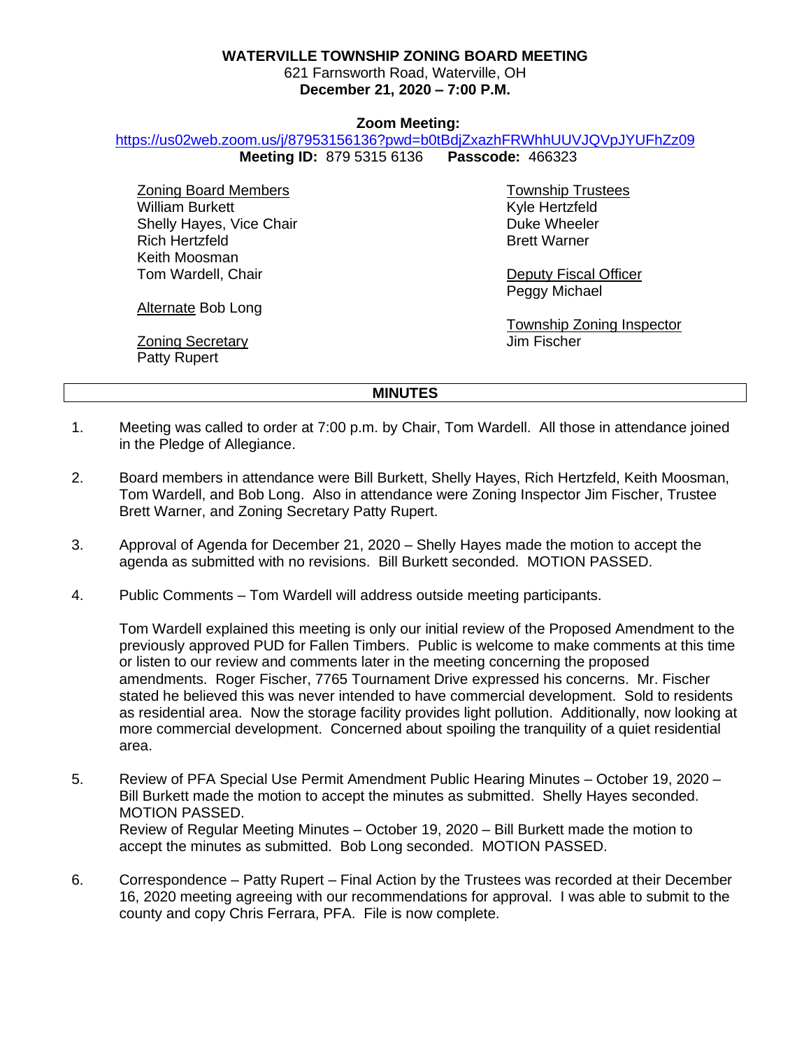# WATERVILLE TOWNSHIP ZONING BOARD MEETING

621 Farnsworth Road, Waterville, OH
**December 21, 2020 – 7:00 P.M.**

**Zoom Meeting:**
https://us02web.zoom.us/j/87953156136?pwd=b0tBdjZxazhFRWhhUUVJQVpJYUFhZz09
**Meeting ID:** 879 5315 6136 **Passcode:** 466323

Zoning Board Members
William Burkett
Shelly Hayes, Vice Chair
Rich Hertzfeld
Keith Moosman
Tom Wardell, Chair

Alternate Bob Long

Zoning Secretary
Patty Rupert

Township Trustees
Kyle Hertzfeld
Duke Wheeler
Brett Warner

Deputy Fiscal Officer
Peggy Michael

Township Zoning Inspector
Jim Fischer

## MINUTES

1. Meeting was called to order at 7:00 p.m. by Chair, Tom Wardell. All those in attendance joined in the Pledge of Allegiance.

2. Board members in attendance were Bill Burkett, Shelly Hayes, Rich Hertzfeld, Keith Moosman, Tom Wardell, and Bob Long. Also in attendance were Zoning Inspector Jim Fischer, Trustee Brett Warner, and Zoning Secretary Patty Rupert.

3. Approval of Agenda for December 21, 2020 – Shelly Hayes made the motion to accept the agenda as submitted with no revisions. Bill Burkett seconded. MOTION PASSED.

4. Public Comments – Tom Wardell will address outside meeting participants.

   Tom Wardell explained this meeting is only our initial review of the Proposed Amendment to the previously approved PUD for Fallen Timbers. Public is welcome to make comments at this time or listen to our review and comments later in the meeting concerning the proposed amendments. Roger Fischer, 7765 Tournament Drive expressed his concerns. Mr. Fischer stated he believed this was never intended to have commercial development. Sold to residents as residential area. Now the storage facility provides light pollution. Additionally, now looking at more commercial development. Concerned about spoiling the tranquility of a quiet residential area.

5. Review of PFA Special Use Permit Amendment Public Hearing Minutes – October 19, 2020 – Bill Burkett made the motion to accept the minutes as submitted. Shelly Hayes seconded. MOTION PASSED.
   Review of Regular Meeting Minutes – October 19, 2020 – Bill Burkett made the motion to accept the minutes as submitted. Bob Long seconded. MOTION PASSED.

6. Correspondence – Patty Rupert – Final Action by the Trustees was recorded at their December 16, 2020 meeting agreeing with our recommendations for approval. I was able to submit to the county and copy Chris Ferrara, PFA. File is now complete.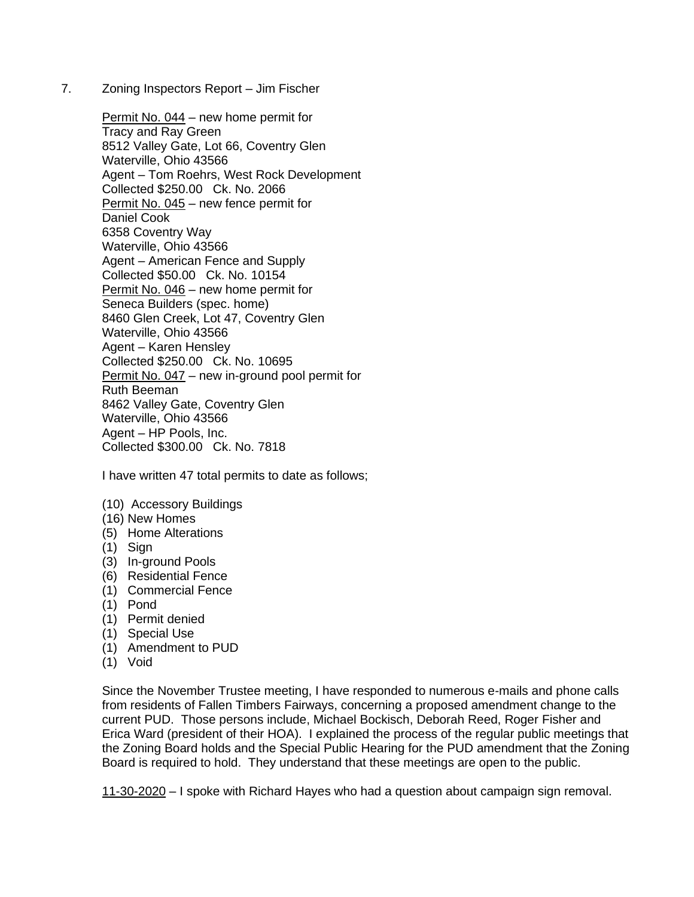7. Zoning Inspectors Report – Jim Fischer

<u>Permit No. 044</u> – new home permit for
Tracy and Ray Green
8512 Valley Gate, Lot 66, Coventry Glen
Waterville, Ohio 43566
Agent – Tom Roehrs, West Rock Development
Collected $250.00 Ck. No. 2066
<u>Permit No. 045</u> – new fence permit for
Daniel Cook
6358 Coventry Way
Waterville, Ohio 43566
Agent – American Fence and Supply
Collected $50.00 Ck. No. 10154
<u>Permit No. 046</u> – new home permit for
Seneca Builders (spec. home)
8460 Glen Creek, Lot 47, Coventry Glen
Waterville, Ohio 43566
Agent – Karen Hensley
Collected $250.00 Ck. No. 10695
<u>Permit No. 047</u> – new in-ground pool permit for
Ruth Beeman
8462 Valley Gate, Coventry Glen
Waterville, Ohio 43566
Agent – HP Pools, Inc.
Collected $300.00 Ck. No. 7818

I have written 47 total permits to date as follows;

(10) Accessory Buildings
(16) New Homes
(5) Home Alterations
(1) Sign
(3) In-ground Pools
(6) Residential Fence
(1) Commercial Fence
(1) Pond
(1) Permit denied
(1) Special Use
(1) Amendment to PUD
(1) Void

Since the November Trustee meeting, I have responded to numerous e-mails and phone calls from residents of Fallen Timbers Fairways, concerning a proposed amendment change to the current PUD. Those persons include, Michael Bockisch, Deborah Reed, Roger Fisher and Erica Ward (president of their HOA). I explained the process of the regular public meetings that the Zoning Board holds and the Special Public Hearing for the PUD amendment that the Zoning Board is required to hold. They understand that these meetings are open to the public.

<u>11-30-2020</u> – I spoke with Richard Hayes who had a question about campaign sign removal.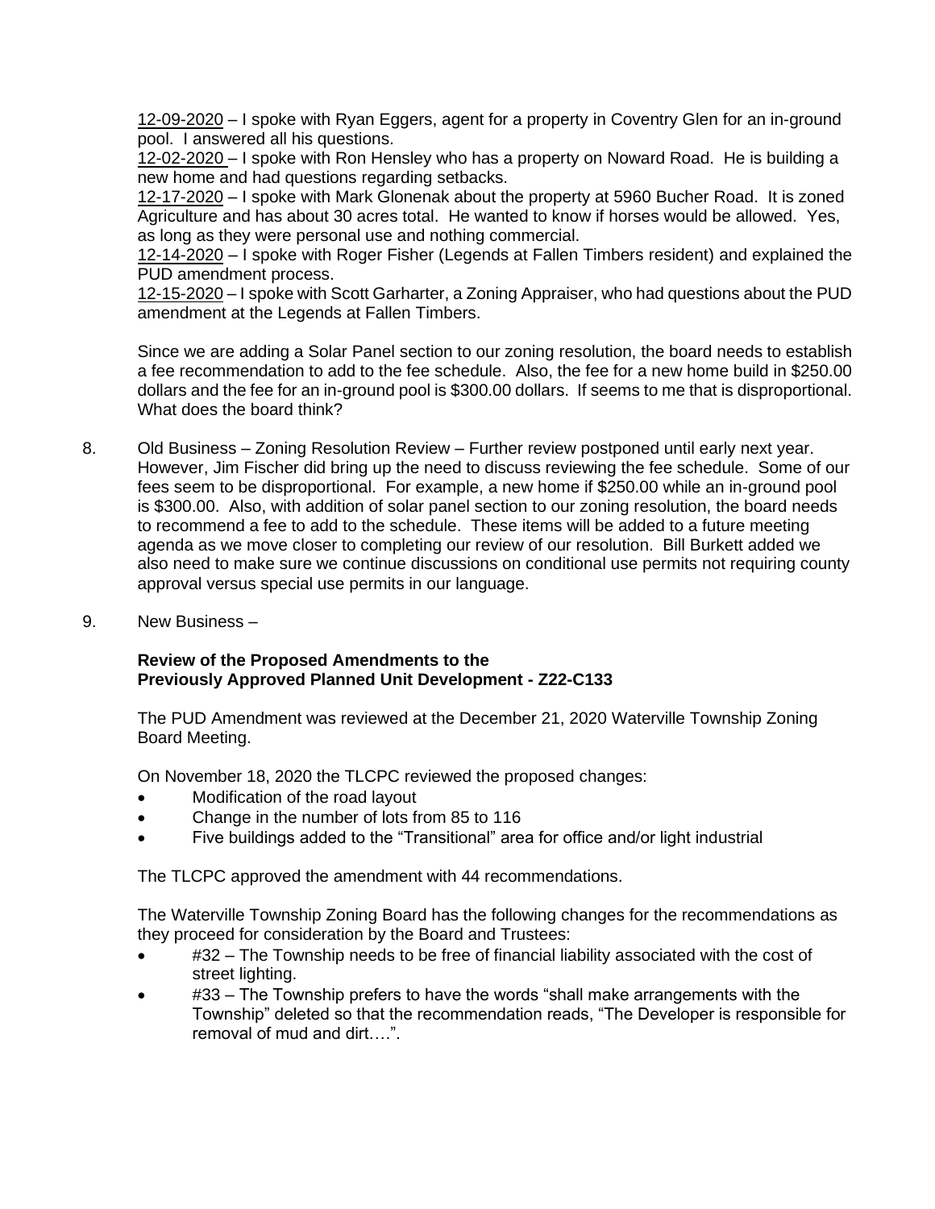12-09-2020 – I spoke with Ryan Eggers, agent for a property in Coventry Glen for an in-ground pool. I answered all his questions.
12-02-2020 – I spoke with Ron Hensley who has a property on Noward Road. He is building a new home and had questions regarding setbacks.
12-17-2020 – I spoke with Mark Glonenak about the property at 5960 Bucher Road. It is zoned Agriculture and has about 30 acres total. He wanted to know if horses would be allowed. Yes, as long as they were personal use and nothing commercial.
12-14-2020 – I spoke with Roger Fisher (Legends at Fallen Timbers resident) and explained the PUD amendment process.
12-15-2020 – I spoke with Scott Garharter, a Zoning Appraiser, who had questions about the PUD amendment at the Legends at Fallen Timbers.

Since we are adding a Solar Panel section to our zoning resolution, the board needs to establish a fee recommendation to add to the fee schedule. Also, the fee for a new home build in $250.00 dollars and the fee for an in-ground pool is $300.00 dollars. If seems to me that is disproportional. What does the board think?

8. Old Business – Zoning Resolution Review – Further review postponed until early next year. However, Jim Fischer did bring up the need to discuss reviewing the fee schedule. Some of our fees seem to be disproportional. For example, a new home if $250.00 while an in-ground pool is $300.00. Also, with addition of solar panel section to our zoning resolution, the board needs to recommend a fee to add to the schedule. These items will be added to a future meeting agenda as we move closer to completing our review of our resolution. Bill Burkett added we also need to make sure we continue discussions on conditional use permits not requiring county approval versus special use permits in our language.

9. New Business –

**Review of the Proposed Amendments to the Previously Approved Planned Unit Development - Z22-C133**

The PUD Amendment was reviewed at the December 21, 2020 Waterville Township Zoning Board Meeting.

On November 18, 2020 the TLCPC reviewed the proposed changes:

- Modification of the road layout
- Change in the number of lots from 85 to 116
- Five buildings added to the "Transitional" area for office and/or light industrial

The TLCPC approved the amendment with 44 recommendations.

The Waterville Township Zoning Board has the following changes for the recommendations as they proceed for consideration by the Board and Trustees:

- #32 – The Township needs to be free of financial liability associated with the cost of street lighting.
- #33 – The Township prefers to have the words "shall make arrangements with the Township" deleted so that the recommendation reads, "The Developer is responsible for removal of mud and dirt….".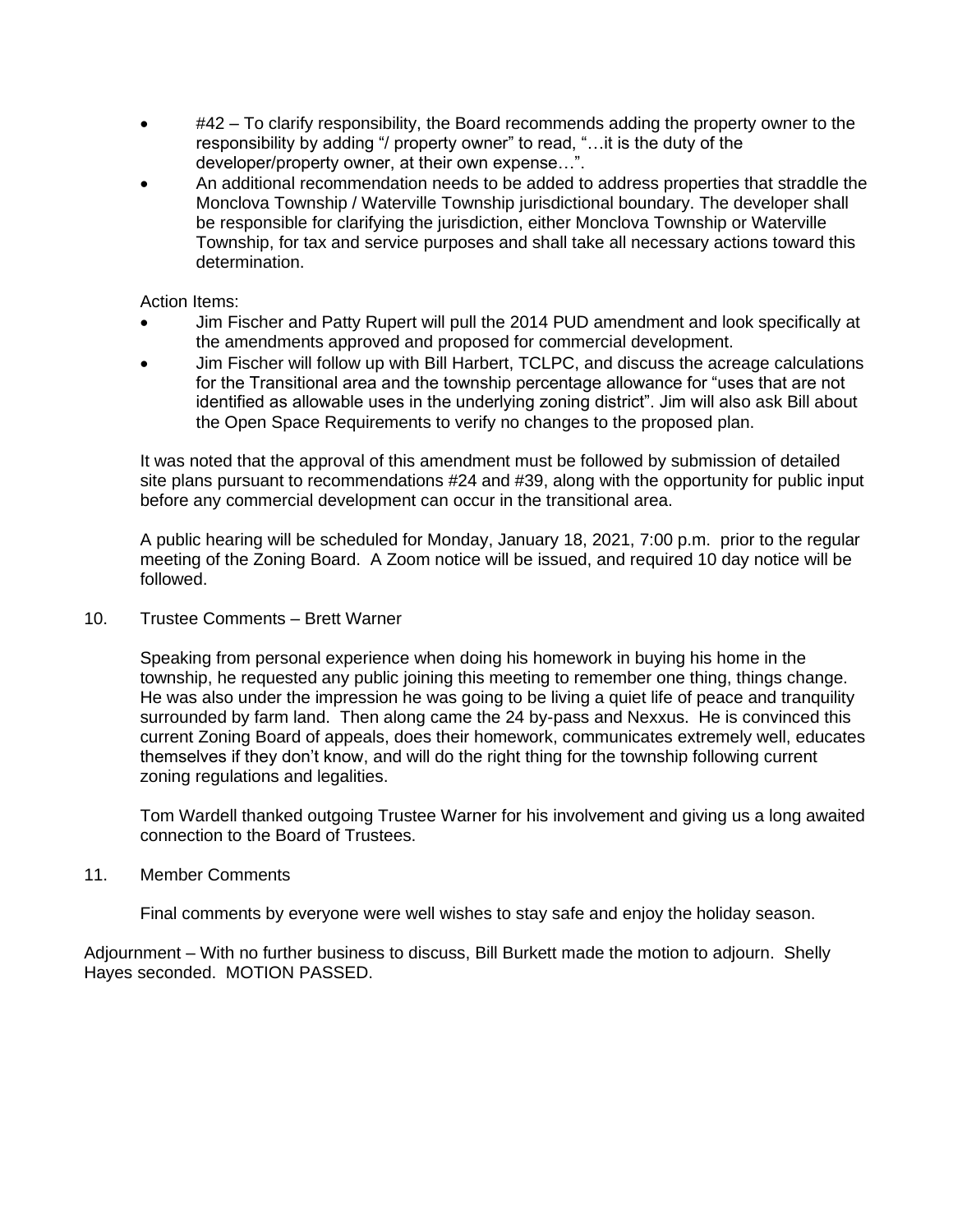- #42 – To clarify responsibility, the Board recommends adding the property owner to the responsibility by adding "/ property owner" to read, "…it is the duty of the developer/property owner, at their own expense…".
- An additional recommendation needs to be added to address properties that straddle the Monclova Township / Waterville Township jurisdictional boundary. The developer shall be responsible for clarifying the jurisdiction, either Monclova Township or Waterville Township, for tax and service purposes and shall take all necessary actions toward this determination.

Action Items:

- Jim Fischer and Patty Rupert will pull the 2014 PUD amendment and look specifically at the amendments approved and proposed for commercial development.
- Jim Fischer will follow up with Bill Harbert, TCLPC, and discuss the acreage calculations for the Transitional area and the township percentage allowance for "uses that are not identified as allowable uses in the underlying zoning district". Jim will also ask Bill about the Open Space Requirements to verify no changes to the proposed plan.

It was noted that the approval of this amendment must be followed by submission of detailed site plans pursuant to recommendations #24 and #39, along with the opportunity for public input before any commercial development can occur in the transitional area.

A public hearing will be scheduled for Monday, January 18, 2021, 7:00 p.m. prior to the regular meeting of the Zoning Board. A Zoom notice will be issued, and required 10 day notice will be followed.

10. Trustee Comments – Brett Warner

Speaking from personal experience when doing his homework in buying his home in the township, he requested any public joining this meeting to remember one thing, things change. He was also under the impression he was going to be living a quiet life of peace and tranquility surrounded by farm land. Then along came the 24 by-pass and Nexxus. He is convinced this current Zoning Board of appeals, does their homework, communicates extremely well, educates themselves if they don't know, and will do the right thing for the township following current zoning regulations and legalities.

Tom Wardell thanked outgoing Trustee Warner for his involvement and giving us a long awaited connection to the Board of Trustees.

11. Member Comments

Final comments by everyone were well wishes to stay safe and enjoy the holiday season.

Adjournment – With no further business to discuss, Bill Burkett made the motion to adjourn. Shelly Hayes seconded. MOTION PASSED.